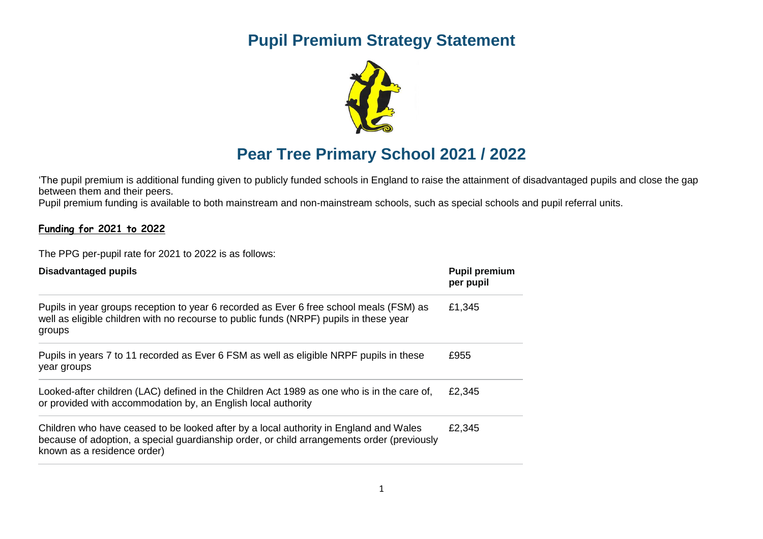# Pupil Premium Strategy Statement

# Pear Tree Primary School 2021 / 2022

'The pupil premium is additional funding given to publicly funded schools in England to raise the attainment of disadvantaged pupils and close the gap between them and their peers.

Pupil premium funding is available to both mainstream and non-mainstream schools, such as special schools and pupil referral units.

## Funding for 2021 to 2022

The PPG per-pupil rate for 2021 to 2022 is as follows:

| Disadvantaged pupils | Pupil premium per pupil |
| --- | --- |
| Pupils in year groups reception to year 6 recorded as Ever 6 free school meals (FSM) as well as eligible children with no recourse to public funds (NRPF) pupils in these year groups | £1,345 |
| Pupils in years 7 to 11 recorded as Ever 6 FSM as well as eligible NRPF pupils in these year groups | £955 |
| Looked-after children (LAC) defined in the Children Act 1989 as one who is in the care of, or provided with accommodation by, an English local authority | £2,345 |
| Children who have ceased to be looked after by a local authority in England and Wales because of adoption, a special guardianship order, or child arrangements order (previously known as a residence order) | £2,345 |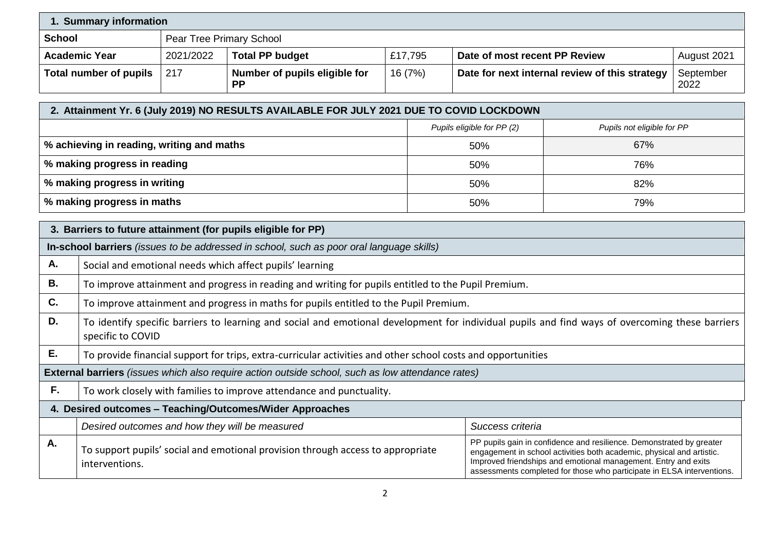| 1. Summary information | | | | | |
|---|---|---|---|---|---|
| **School** | Pear Tree Primary School | | | | |
| **Academic Year** | 2021/2022 | **Total PP budget** | £17,795 | **Date of most recent PP Review** | August 2021 |
| **Total number of pupils** | 217 | **Number of pupils eligible for PP** | 16 (7%) | **Date for next internal review of this strategy** | September 2022 |

| 2. Attainment Yr. 6 (July 2019) NO RESULTS AVAILABLE FOR JULY 2021 DUE TO COVID LOCKDOWN | | |
|---|---|---|
| | *Pupils eligible for PP (2)* | *Pupils not eligible for PP* |
| **% achieving in reading, writing and maths** | 50% | 67% |
| **% making progress in reading** | 50% | 76% |
| **% making progress in writing** | 50% | 82% |
| **% making progress in maths** | 50% | 79% |

| 3. Barriers to future attainment (for pupils eligible for PP) | |
|---|---|
| **In-school barriers** *(issues to be addressed in school, such as poor oral language skills)* | |
| **A.** | Social and emotional needs which affect pupils' learning |
| **B.** | To improve attainment and progress in reading and writing for pupils entitled to the Pupil Premium. |
| **C.** | To improve attainment and progress in maths for pupils entitled to the Pupil Premium. |
| **D.** | To identify specific barriers to learning and social and emotional development for individual pupils and find ways of overcoming these barriers specific to COVID |
| **E.** | To provide financial support for trips, extra-curricular activities and other school costs and opportunities |
| **External barriers** *(issues which also require action outside school, such as low attendance rates)* | |
| **F.** | To work closely with families to improve attendance and punctuality. |

| 4. Desired outcomes – Teaching/Outcomes/Wider Approaches | | |
|---|---|---|
| | *Desired outcomes and how they will be measured* | *Success criteria* |
| **A.** | To support pupils' social and emotional provision through access to appropriate interventions. | PP pupils gain in confidence and resilience. Demonstrated by greater engagement in school activities both academic, physical and artistic. Improved friendships and emotional management. Entry and exits assessments completed for those who participate in ELSA interventions. |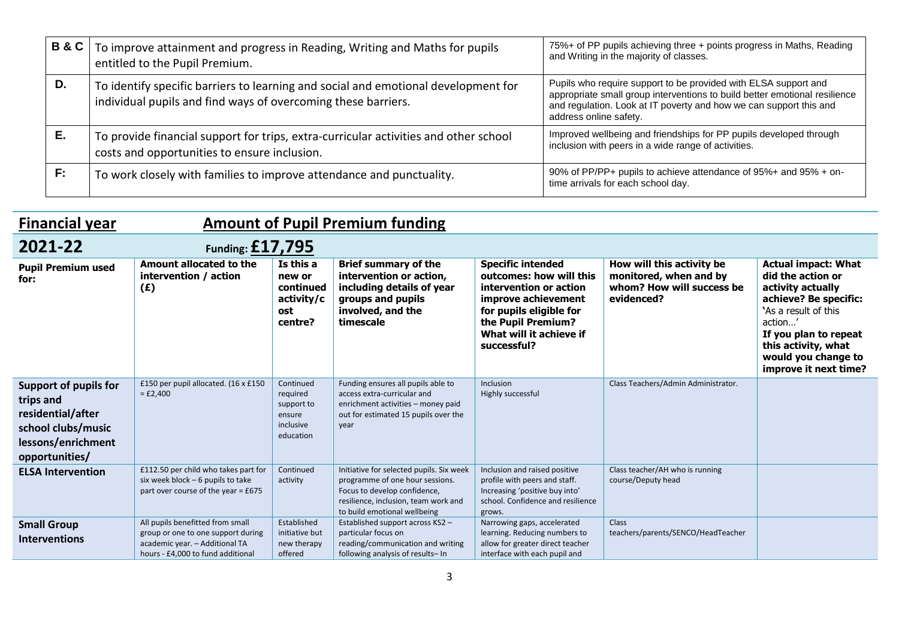| | | |
|---|---|---|
| **B & C** | To improve attainment and progress in Reading, Writing and Maths for pupils entitled to the Pupil Premium. | 75%+ of PP pupils achieving three + points progress in Maths, Reading and Writing in the majority of classes. |
| **D.** | To identify specific barriers to learning and social and emotional development for individual pupils and find ways of overcoming these barriers. | Pupils who require support to be provided with ELSA support and appropriate small group interventions to build better emotional resilience and regulation. Look at IT poverty and how we can support this and address online safety. |
| **E.** | To provide financial support for trips, extra-curricular activities and other school costs and opportunities to ensure inclusion. | Improved wellbeing and friendships for PP pupils developed through inclusion with peers in a wide range of activities. |
| **F:** | To work closely with families to improve attendance and punctuality. | 90% of PP/PP+ pupils to achieve attendance of 95%+ and 95% + on-time arrivals for each school day. |

## Financial year — Amount of Pupil Premium funding

## 2021-22 — Funding: £17,795

| Pupil Premium used for: | Amount allocated to the intervention / action (£) | Is this a new or continued activity/cost centre? | Brief summary of the intervention or action, including details of year groups and pupils involved, and the timescale | Specific intended outcomes: how will this intervention or action improve achievement for pupils eligible for the Pupil Premium? What will it achieve if successful? | How will this activity be monitored, when and by whom? How will success be evidenced? | Actual impact: What did the action or activity actually achieve? Be specific: 'As a result of this action…' If you plan to repeat this activity, what would you change to improve it next time? |
|---|---|---|---|---|---|---|
| **Support of pupils for trips and residential/after school clubs/music lessons/enrichment opportunities/** | £150 per pupil allocated. (16 x £150 = £2,400 | Continued required support to ensure inclusive education | Funding ensures all pupils able to access extra-curricular and enrichment activities – money paid out for estimated 15 pupils over the year | Inclusion<br>Highly successful | Class Teachers/Admin Administrator. | |
| **ELSA Intervention** | £112.50 per child who takes part for six week block – 6 pupils to take part over course of the year = £675 | Continued activity | Initiative for selected pupils. Six week programme of one hour sessions. Focus to develop confidence, resilience, inclusion, team work and to build emotional wellbeing | Inclusion and raised positive profile with peers and staff. Increasing 'positive buy into' school. Confidence and resilience grows. | Class teacher/AH who is running course/Deputy head | |
| **Small Group Interventions** | All pupils benefitted from small group or one to one support during academic year. – Additional TA hours - £4,000 to fund additional | Established initiative but new therapy offered | Established support across KS2 – particular focus on reading/communication and writing following analysis of results– In | Narrowing gaps, accelerated learning. Reducing numbers to allow for greater direct teacher interface with each pupil and | Class teachers/parents/SENCO/HeadTeacher | |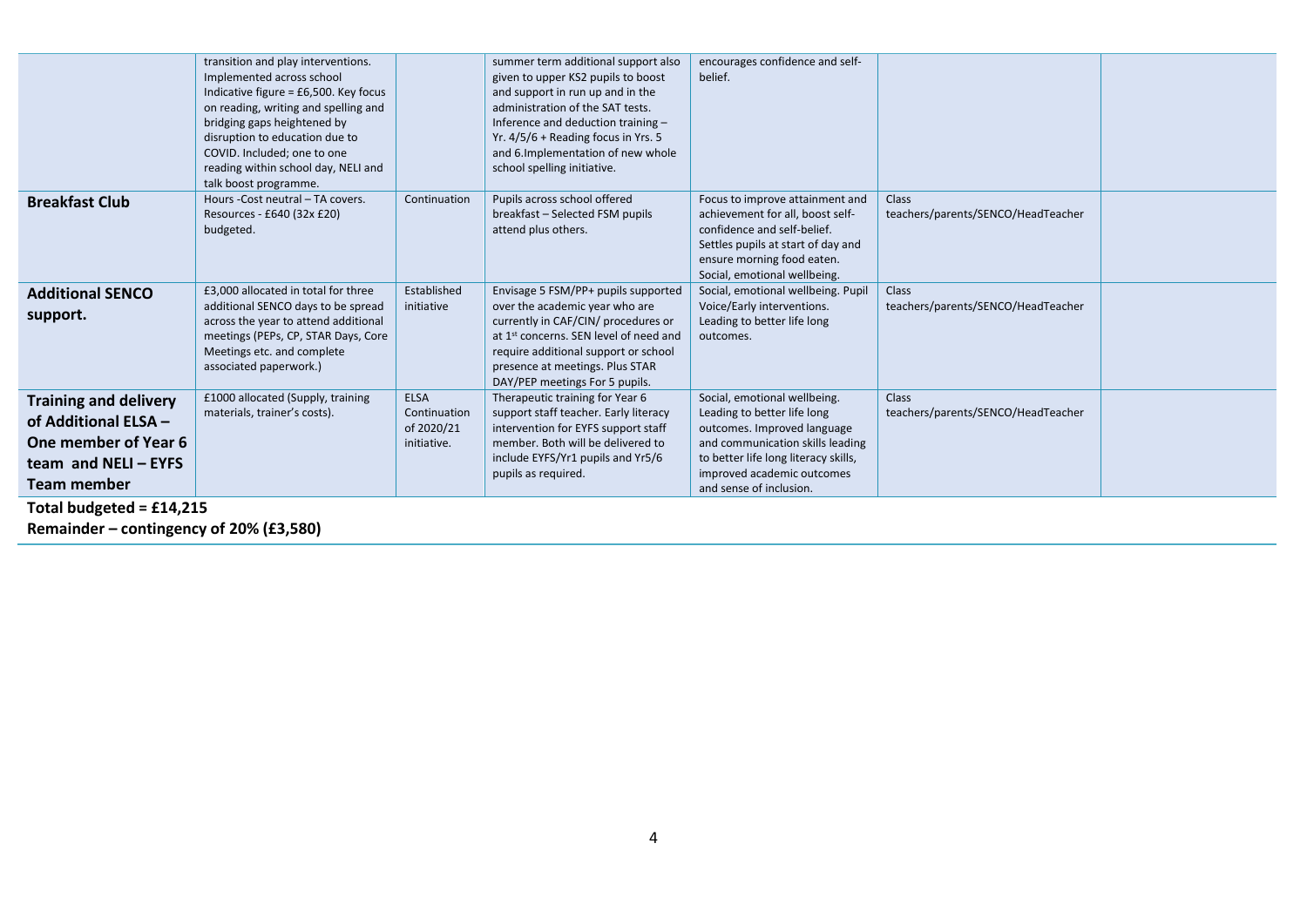| | | | | | | |
|---|---|---|---|---|---|---|
| | transition and play interventions. Implemented across school Indicative figure = £6,500. Key focus on reading, writing and spelling and bridging gaps heightened by disruption to education due to COVID. Included; one to one reading within school day, NELI and talk boost programme. | | summer term additional support also given to upper KS2 pupils to boost and support in run up and in the administration of the SAT tests. Inference and deduction training – Yr. 4/5/6 + Reading focus in Yrs. 5 and 6.Implementation of new whole school spelling initiative. | encourages confidence and self-belief. | | |
| **Breakfast Club** | Hours -Cost neutral – TA covers. Resources - £640 (32x £20) budgeted. | Continuation | Pupils across school offered breakfast – Selected FSM pupils attend plus others. | Focus to improve attainment and achievement for all, boost self-confidence and self-belief. Settles pupils at start of day and ensure morning food eaten. Social, emotional wellbeing. | Class teachers/parents/SENCO/HeadTeacher | |
| **Additional SENCO support.** | £3,000 allocated in total for three additional SENCO days to be spread across the year to attend additional meetings (PEPs, CP, STAR Days, Core Meetings etc. and complete associated paperwork.) | Established initiative | Envisage 5 FSM/PP+ pupils supported over the academic year who are currently in CAF/CIN/ procedures or at 1st concerns. SEN level of need and require additional support or school presence at meetings. Plus STAR DAY/PEP meetings For 5 pupils. | Social, emotional wellbeing. Pupil Voice/Early interventions. Leading to better life long outcomes. | Class teachers/parents/SENCO/HeadTeacher | |
| **Training and delivery of Additional ELSA – One member of Year 6 team and NELI – EYFS Team member** | £1000 allocated (Supply, training materials, trainer's costs). | ELSA Continuation of 2020/21 initiative. | Therapeutic training for Year 6 support staff teacher. Early literacy intervention for EYFS support staff member. Both will be delivered to include EYFS/Yr1 pupils and Yr5/6 pupils as required. | Social, emotional wellbeing. Leading to better life long outcomes. Improved language and communication skills leading to better life long literacy skills, improved academic outcomes and sense of inclusion. | Class teachers/parents/SENCO/HeadTeacher | |

**Total budgeted = £14,215**

**Remainder – contingency of 20% (£3,580)**